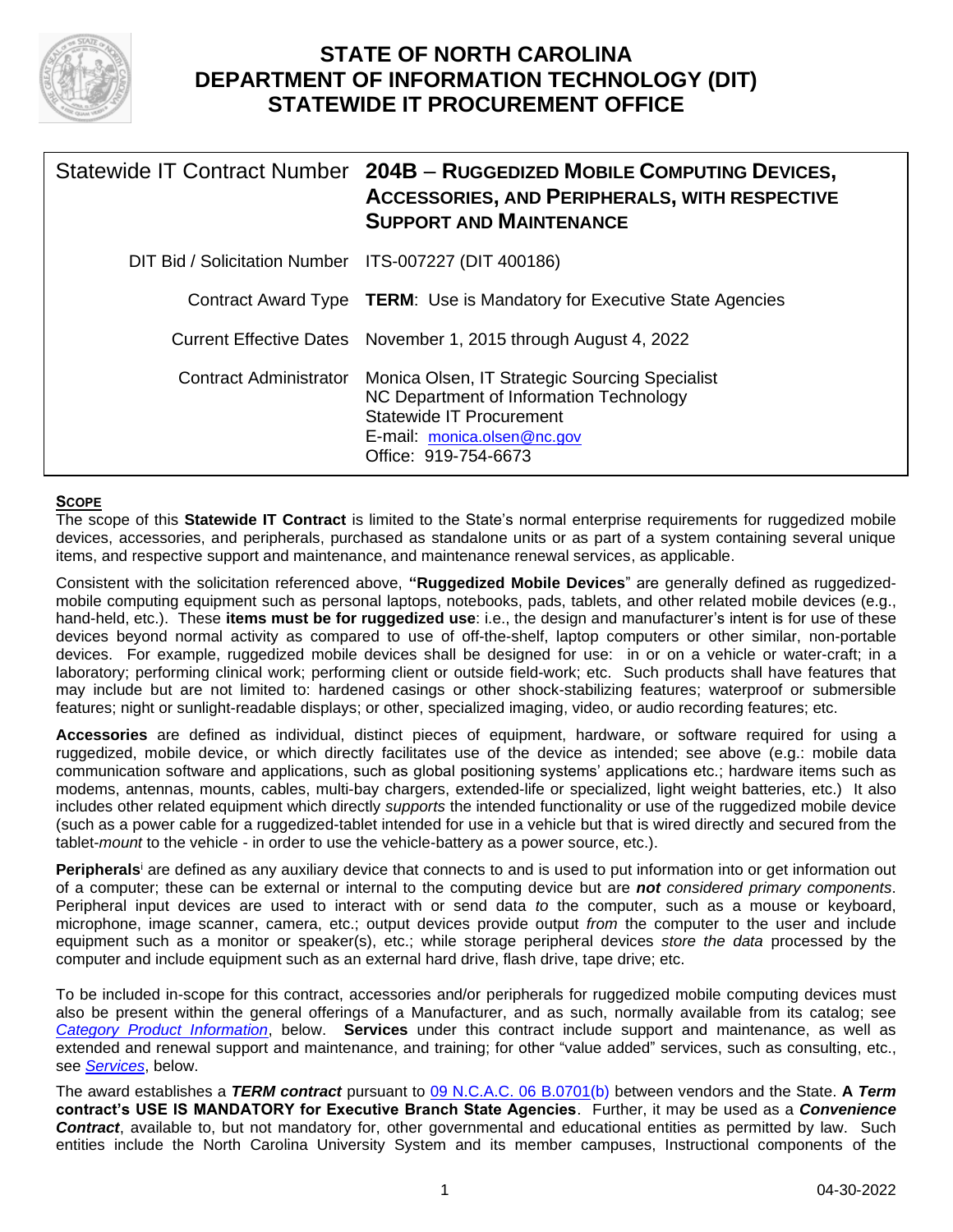# STATE OF NORTH CAROLINA
# DEPARTMENT OF INFORMATION TECHNOLOGY (DIT)
# STATEWIDE IT PROCUREMENT OFFICE

| | |
|---|---|
| Statewide IT Contract Number | **204B – RUGGEDIZED MOBILE COMPUTING DEVICES, ACCESSORIES, AND PERIPHERALS, WITH RESPECTIVE SUPPORT AND MAINTENANCE** |
| DIT Bid / Solicitation Number | ITS-007227 (DIT 400186) |
| Contract Award Type | **TERM**: Use is Mandatory for Executive State Agencies |
| Current Effective Dates | November 1, 2015 through August 4, 2022 |
| Contract Administrator | Monica Olsen, IT Strategic Sourcing Specialist<br>NC Department of Information Technology<br>Statewide IT Procurement<br>E-mail: monica.olsen@nc.gov<br>Office: 919-754-6673 |

**SCOPE**

The scope of this **Statewide IT Contract** is limited to the State's normal enterprise requirements for ruggedized mobile devices, accessories, and peripherals, purchased as standalone units or as part of a system containing several unique items, and respective support and maintenance, and maintenance renewal services, as applicable.

Consistent with the solicitation referenced above, **"Ruggedized Mobile Devices**" are generally defined as ruggedized-mobile computing equipment such as personal laptops, notebooks, pads, tablets, and other related mobile devices (e.g., hand-held, etc.). These **items must be for ruggedized use**: i.e., the design and manufacturer's intent is for use of these devices beyond normal activity as compared to use of off-the-shelf, laptop computers or other similar, non-portable devices. For example, ruggedized mobile devices shall be designed for use: in or on a vehicle or water-craft; in a laboratory; performing clinical work; performing client or outside field-work; etc. Such products shall have features that may include but are not limited to: hardened casings or other shock-stabilizing features; waterproof or submersible features; night or sunlight-readable displays; or other, specialized imaging, video, or audio recording features; etc.

**Accessories** are defined as individual, distinct pieces of equipment, hardware, or software required for using a ruggedized, mobile device, or which directly facilitates use of the device as intended; see above (e.g.: mobile data communication software and applications, such as global positioning systems' applications etc.; hardware items such as modems, antennas, mounts, cables, multi-bay chargers, extended-life or specialized, light weight batteries, etc.) It also includes other related equipment which directly *supports* the intended functionality or use of the ruggedized mobile device (such as a power cable for a ruggedized-tablet intended for use in a vehicle but that is wired directly and secured from the tablet-*mount* to the vehicle - in order to use the vehicle-battery as a power source, etc.).

**Peripherals**[i] are defined as any auxiliary device that connects to and is used to put information into or get information out of a computer; these can be external or internal to the computing device but are ***not*** *considered primary components*. Peripheral input devices are used to interact with or send data *to* the computer, such as a mouse or keyboard, microphone, image scanner, camera, etc.; output devices provide output *from* the computer to the user and include equipment such as a monitor or speaker(s), etc.; while storage peripheral devices *store the data* processed by the computer and include equipment such as an external hard drive, flash drive, tape drive; etc.

To be included in-scope for this contract, accessories and/or peripherals for ruggedized mobile computing devices must also be present within the general offerings of a Manufacturer, and as such, normally available from its catalog; see *Category Product Information*, below. **Services** under this contract include support and maintenance, as well as extended and renewal support and maintenance, and training; for other "value added" services, such as consulting, etc., see *Services*, below.

The award establishes a ***TERM contract*** pursuant to 09 N.C.A.C. 06 B.0701(b) between vendors and the State. **A *Term* contract's USE IS MANDATORY for Executive Branch State Agencies**. Further, it may be used as a ***Convenience Contract***, available to, but not mandatory for, other governmental and educational entities as permitted by law. Such entities include the North Carolina University System and its member campuses, Instructional components of the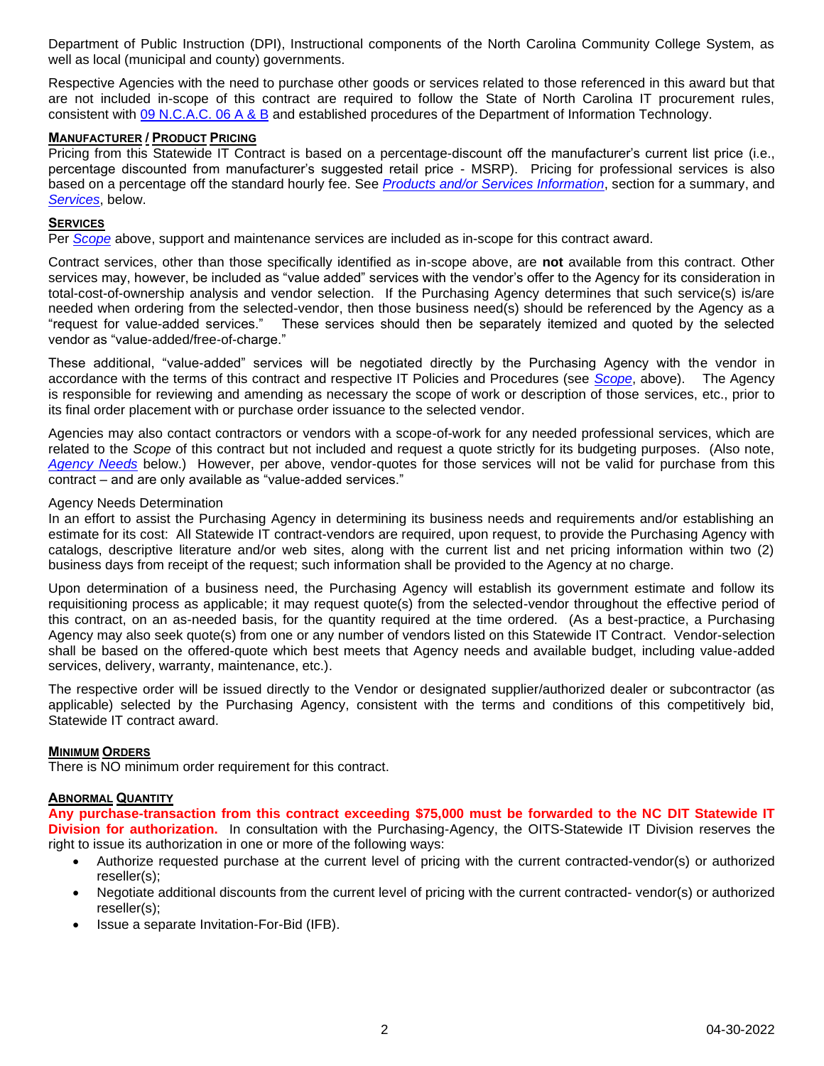Department of Public Instruction (DPI), Instructional components of the North Carolina Community College System, as well as local (municipal and county) governments.

Respective Agencies with the need to purchase other goods or services related to those referenced in this award but that are not included in-scope of this contract are required to follow the State of North Carolina IT procurement rules, consistent with 09 N.C.A.C. 06 A & B and established procedures of the Department of Information Technology.

**MANUFACTURER / PRODUCT PRICING**

Pricing from this Statewide IT Contract is based on a percentage-discount off the manufacturer's current list price (i.e., percentage discounted from manufacturer's suggested retail price - MSRP). Pricing for professional services is also based on a percentage off the standard hourly fee. See *Products and/or Services Information*, section for a summary, and *Services*, below.

**SERVICES**

Per *Scope* above, support and maintenance services are included as in-scope for this contract award.

Contract services, other than those specifically identified as in-scope above, are **not** available from this contract. Other services may, however, be included as "value added" services with the vendor's offer to the Agency for its consideration in total-cost-of-ownership analysis and vendor selection. If the Purchasing Agency determines that such service(s) is/are needed when ordering from the selected-vendor, then those business need(s) should be referenced by the Agency as a "request for value-added services." These services should then be separately itemized and quoted by the selected vendor as "value-added/free-of-charge."

These additional, "value-added" services will be negotiated directly by the Purchasing Agency with the vendor in accordance with the terms of this contract and respective IT Policies and Procedures (see *Scope*, above). The Agency is responsible for reviewing and amending as necessary the scope of work or description of those services, etc., prior to its final order placement with or purchase order issuance to the selected vendor.

Agencies may also contact contractors or vendors with a scope-of-work for any needed professional services, which are related to the *Scope* of this contract but not included and request a quote strictly for its budgeting purposes. (Also note, *Agency Needs* below.) However, per above, vendor-quotes for those services will not be valid for purchase from this contract – and are only available as "value-added services."

Agency Needs Determination

In an effort to assist the Purchasing Agency in determining its business needs and requirements and/or establishing an estimate for its cost: All Statewide IT contract-vendors are required, upon request, to provide the Purchasing Agency with catalogs, descriptive literature and/or web sites, along with the current list and net pricing information within two (2) business days from receipt of the request; such information shall be provided to the Agency at no charge.

Upon determination of a business need, the Purchasing Agency will establish its government estimate and follow its requisitioning process as applicable; it may request quote(s) from the selected-vendor throughout the effective period of this contract, on an as-needed basis, for the quantity required at the time ordered. (As a best-practice, a Purchasing Agency may also seek quote(s) from one or any number of vendors listed on this Statewide IT Contract. Vendor-selection shall be based on the offered-quote which best meets that Agency needs and available budget, including value-added services, delivery, warranty, maintenance, etc.).

The respective order will be issued directly to the Vendor or designated supplier/authorized dealer or subcontractor (as applicable) selected by the Purchasing Agency, consistent with the terms and conditions of this competitively bid, Statewide IT contract award.

**MINIMUM ORDERS**

There is NO minimum order requirement for this contract.

**ABNORMAL QUANTITY**

**Any purchase-transaction from this contract exceeding $75,000 must be forwarded to the NC DIT Statewide IT Division for authorization.** In consultation with the Purchasing-Agency, the OITS-Statewide IT Division reserves the right to issue its authorization in one or more of the following ways:

- Authorize requested purchase at the current level of pricing with the current contracted-vendor(s) or authorized reseller(s);
- Negotiate additional discounts from the current level of pricing with the current contracted- vendor(s) or authorized reseller(s);
- Issue a separate Invitation-For-Bid (IFB).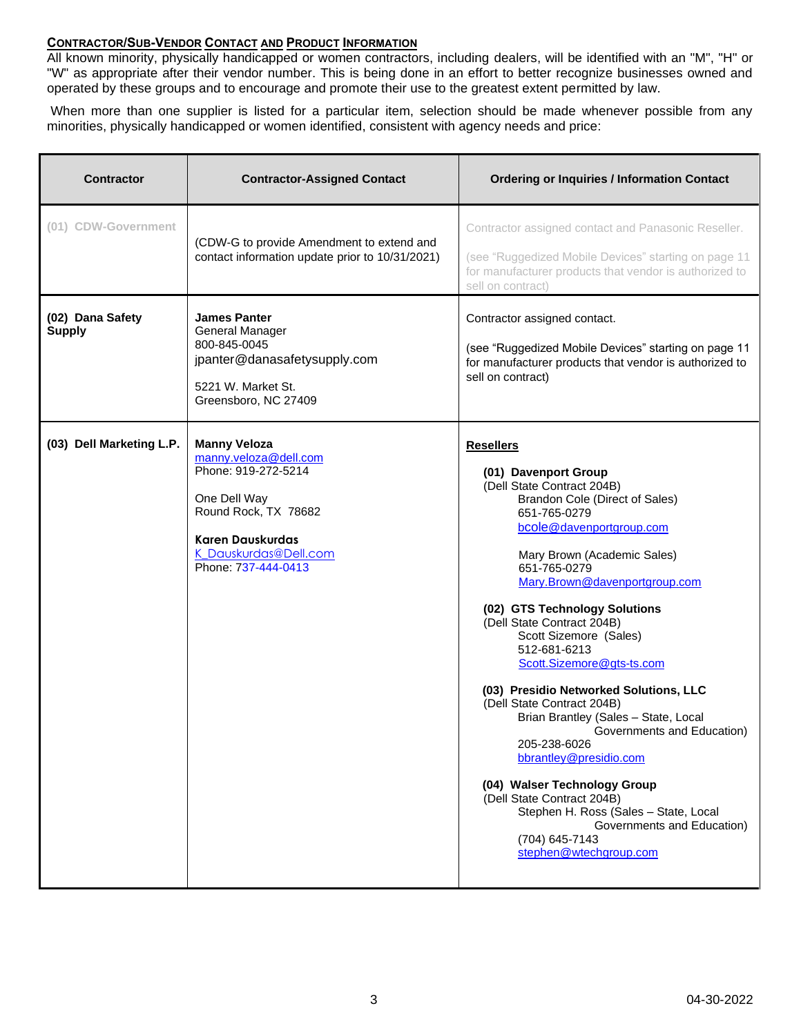**CONTRACTOR/SUB-VENDOR CONTACT AND PRODUCT INFORMATION**

All known minority, physically handicapped or women contractors, including dealers, will be identified with an "M", "H" or "W" as appropriate after their vendor number. This is being done in an effort to better recognize businesses owned and operated by these groups and to encourage and promote their use to the greatest extent permitted by law.

When more than one supplier is listed for a particular item, selection should be made whenever possible from any minorities, physically handicapped or women identified, consistent with agency needs and price:

| Contractor | Contractor-Assigned Contact | Ordering or Inquiries / Information Contact |
|---|---|---|
| **(01) CDW-Government** | (CDW-G to provide Amendment to extend and contact information update prior to 10/31/2021) | Contractor assigned contact and Panasonic Reseller.<br><br>(see "Ruggedized Mobile Devices" starting on page 11 for manufacturer products that vendor is authorized to sell on contract) |
| **(02) Dana Safety Supply** | **James Panter**<br>General Manager<br>800-845-0045<br>jpanter@danasafetysupply.com<br><br>5221 W. Market St.<br>Greensboro, NC 27409 | Contractor assigned contact.<br><br>(see "Ruggedized Mobile Devices" starting on page 11 for manufacturer products that vendor is authorized to sell on contract) |
| **(03) Dell Marketing L.P.** | **Manny Veloza**<br>manny.veloza@dell.com<br>Phone: 919-272-5214<br><br>One Dell Way<br>Round Rock, TX 78682<br><br>**Karen Dauskurdas**<br>K_Dauskurdas@Dell.com<br>Phone: 737-444-0413 | **Resellers**<br><br>**(01) Davenport Group**<br>(Dell State Contract 204B)<br>Brandon Cole (Direct of Sales)<br>651-765-0279<br>bcole@davenportgroup.com<br><br>Mary Brown (Academic Sales)<br>651-765-0279<br>Mary.Brown@davenportgroup.com<br><br>**(02) GTS Technology Solutions**<br>(Dell State Contract 204B)<br>Scott Sizemore (Sales)<br>512-681-6213<br>Scott.Sizemore@gts-ts.com<br><br>**(03) Presidio Networked Solutions, LLC**<br>(Dell State Contract 204B)<br>Brian Brantley (Sales – State, Local Governments and Education)<br>205-238-6026<br>bbrantley@presidio.com<br><br>**(04) Walser Technology Group**<br>(Dell State Contract 204B)<br>Stephen H. Ross (Sales – State, Local Governments and Education)<br>(704) 645-7143<br>stephen@wtechgroup.com |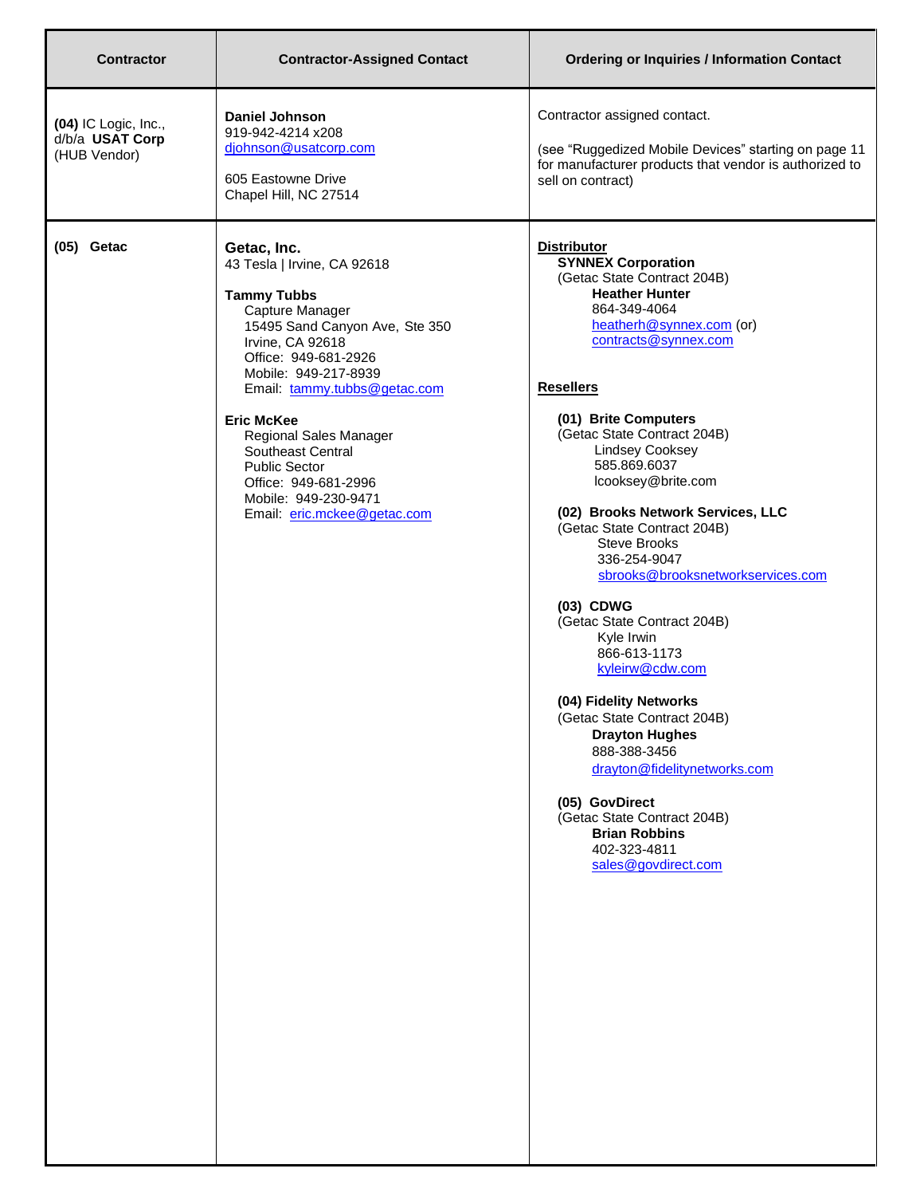| Contractor | Contractor-Assigned Contact | Ordering or Inquiries / Information Contact |
|---|---|---|
| **(04)** IC Logic, Inc., d/b/a **USAT Corp** (HUB Vendor) | **Daniel Johnson**<br>919-942-4214 x208<br>djohnson@usatcorp.com<br><br>605 Eastowne Drive<br>Chapel Hill, NC 27514 | Contractor assigned contact.<br><br>(see “Ruggedized Mobile Devices” starting on page 11 for manufacturer products that vendor is authorized to sell on contract) |
| **(05) Getac** | **Getac, Inc.**<br>43 Tesla \| Irvine, CA 92618<br><br>**Tammy Tubbs**<br>Capture Manager<br>15495 Sand Canyon Ave, Ste 350<br>Irvine, CA 92618<br>Office: 949-681-2926<br>Mobile: 949-217-8939<br>Email: tammy.tubbs@getac.com<br><br>**Eric McKee**<br>Regional Sales Manager<br>Southeast Central<br>Public Sector<br>Office: 949-681-2996<br>Mobile: 949-230-9471<br>Email: eric.mckee@getac.com | **Distributor**<br>**SYNNEX Corporation**<br>(Getac State Contract 204B)<br>**Heather Hunter**<br>864-349-4064<br>heatherh@synnex.com (or)<br>contracts@synnex.com<br><br>**Resellers**<br><br>**(01) Brite Computers**<br>(Getac State Contract 204B)<br>Lindsey Cooksey<br>585.869.6037<br>lcooksey@brite.com<br><br>**(02) Brooks Network Services, LLC**<br>(Getac State Contract 204B)<br>Steve Brooks<br>336-254-9047<br>sbrooks@brooksnetworkservices.com<br><br>**(03) CDWG**<br>(Getac State Contract 204B)<br>Kyle Irwin<br>866-613-1173<br>kyleirw@cdw.com<br><br>**(04) Fidelity Networks**<br>(Getac State Contract 204B)<br>**Drayton Hughes**<br>888-388-3456<br>drayton@fidelitynetworks.com<br><br>**(05) GovDirect**<br>(Getac State Contract 204B)<br>**Brian Robbins**<br>402-323-4811<br>sales@govdirect.com |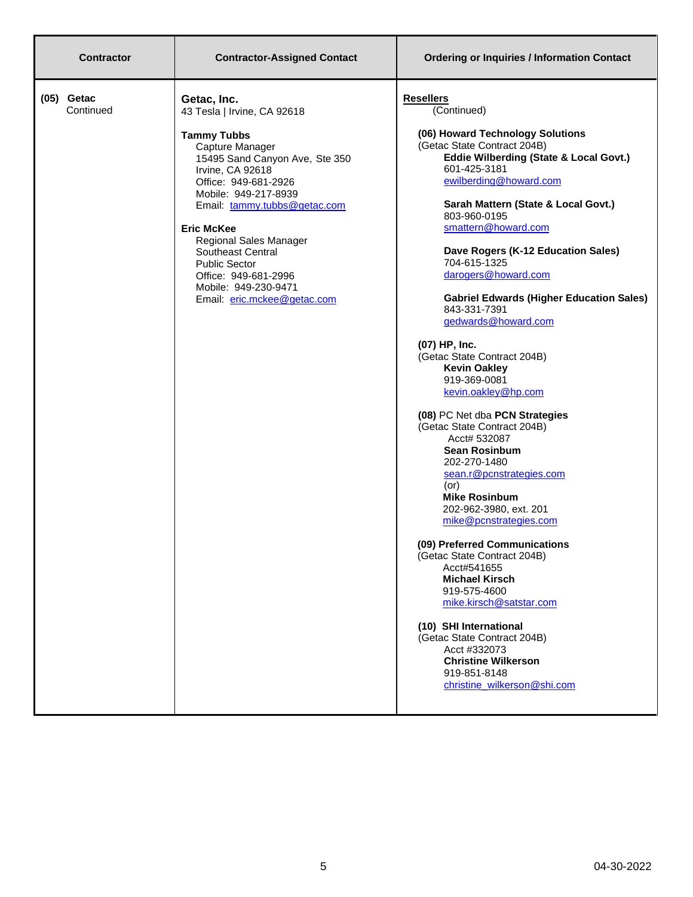| Contractor | Contractor-Assigned Contact | Ordering or Inquiries / Information Contact |
| --- | --- | --- |
| **(05) Getac**<br>Continued | **Getac, Inc.**<br>43 Tesla \| Irvine, CA 92618<br><br>**Tammy Tubbs**<br>Capture Manager<br>15495 Sand Canyon Ave, Ste 350<br>Irvine, CA 92618<br>Office: 949-681-2926<br>Mobile: 949-217-8939<br>Email: tammy.tubbs@getac.com<br><br>**Eric McKee**<br>Regional Sales Manager<br>Southeast Central<br>Public Sector<br>Office: 949-681-2996<br>Mobile: 949-230-9471<br>Email: eric.mckee@getac.com | **Resellers**<br>(Continued)<br><br>**(06) Howard Technology Solutions**<br>(Getac State Contract 204B)<br>**Eddie Wilberding (State & Local Govt.)**<br>601-425-3181<br>ewilberding@howard.com<br><br>**Sarah Mattern (State & Local Govt.)**<br>803-960-0195<br>smattern@howard.com<br><br>**Dave Rogers (K-12 Education Sales)**<br>704-615-1325<br>darogers@howard.com<br><br>**Gabriel Edwards (Higher Education Sales)**<br>843-331-7391<br>gedwards@howard.com<br><br>**(07) HP, Inc.**<br>(Getac State Contract 204B)<br>**Kevin Oakley**<br>919-369-0081<br>kevin.oakley@hp.com<br><br>**(08)** PC Net dba **PCN Strategies**<br>(Getac State Contract 204B)<br>Acct# 532087<br>**Sean Rosinbum**<br>202-270-1480<br>sean.r@pcnstrategies.com<br>(or)<br>**Mike Rosinbum**<br>202-962-3980, ext. 201<br>mike@pcnstrategies.com<br><br>**(09) Preferred Communications**<br>(Getac State Contract 204B)<br>Acct#541655<br>**Michael Kirsch**<br>919-575-4600<br>mike.kirsch@satstar.com<br><br>**(10) SHI International**<br>(Getac State Contract 204B)<br>Acct #332073<br>**Christine Wilkerson**<br>919-851-8148<br>christine_wilkerson@shi.com |

04-30-2022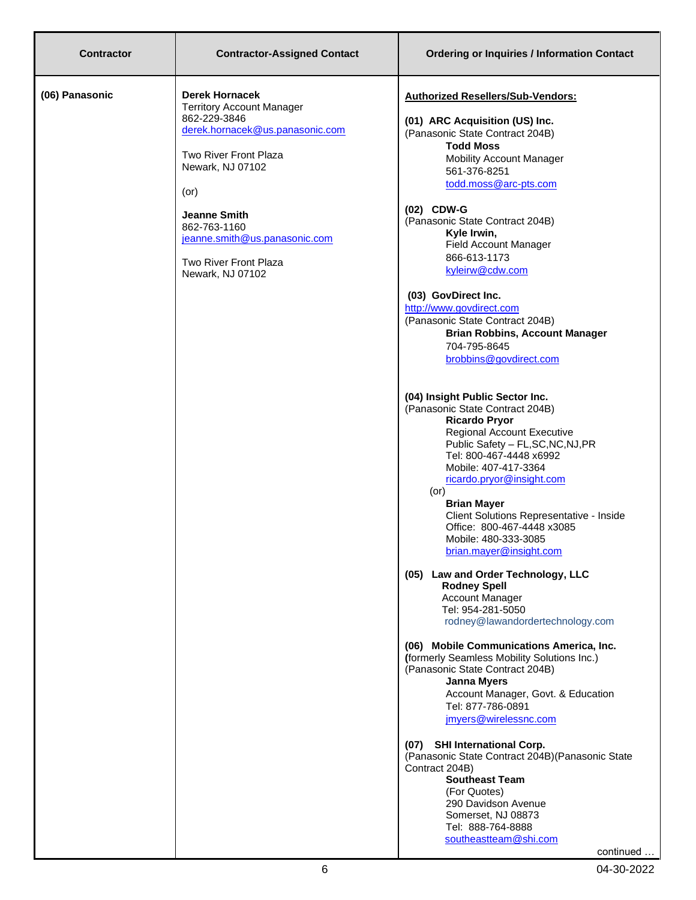| Contractor | Contractor-Assigned Contact | Ordering or Inquiries / Information Contact |
|---|---|---|
| **(06) Panasonic** | **Derek Hornacek**<br>Territory Account Manager<br>862-229-3846<br>derek.hornacek@us.panasonic.com<br><br>Two River Front Plaza<br>Newark, NJ 07102<br><br>(or)<br><br>**Jeanne Smith**<br>862-763-1160<br>jeanne.smith@us.panasonic.com<br><br>Two River Front Plaza<br>Newark, NJ 07102 | **Authorized Resellers/Sub-Vendors:**<br><br>**(01) ARC Acquisition (US) Inc.**<br>(Panasonic State Contract 204B)<br>**Todd Moss**<br>Mobility Account Manager<br>561-376-8251<br>todd.moss@arc-pts.com<br><br>**(02) CDW-G**<br>(Panasonic State Contract 204B)<br>**Kyle Irwin,**<br>Field Account Manager<br>866-613-1173<br>kyleirw@cdw.com<br><br>**(03) GovDirect Inc.**<br>http://www.govdirect.com<br>(Panasonic State Contract 204B)<br>**Brian Robbins, Account Manager**<br>704-795-8645<br>brobbins@govdirect.com<br><br>**(04) Insight Public Sector Inc.**<br>(Panasonic State Contract 204B)<br>**Ricardo Pryor**<br>Regional Account Executive<br>Public Safety – FL,SC,NC,NJ,PR<br>Tel: 800-467-4448 x6992<br>Mobile: 407-417-3364<br>ricardo.pryor@insight.com<br>(or)<br>**Brian Mayer**<br>Client Solutions Representative - Inside<br>Office: 800-467-4448 x3085<br>Mobile: 480-333-3085<br>brian.mayer@insight.com<br><br>**(05) Law and Order Technology, LLC**<br>**Rodney Spell**<br>Account Manager<br>Tel: 954-281-5050<br>rodney@lawandordertechnology.com<br><br>**(06) Mobile Communications America, Inc.**<br>(formerly Seamless Mobility Solutions Inc.)<br>(Panasonic State Contract 204B)<br>**Janna Myers**<br>Account Manager, Govt. & Education<br>Tel: 877-786-0891<br>jmyers@wirelessnc.com<br><br>**(07) SHI International Corp.**<br>(Panasonic State Contract 204B)(Panasonic State Contract 204B)<br>**Southeast Team**<br>(For Quotes)<br>290 Davidson Avenue<br>Somerset, NJ 08873<br>Tel: 888-764-8888<br>southeastteam@shi.com<br><br>continued … |

04-30-2022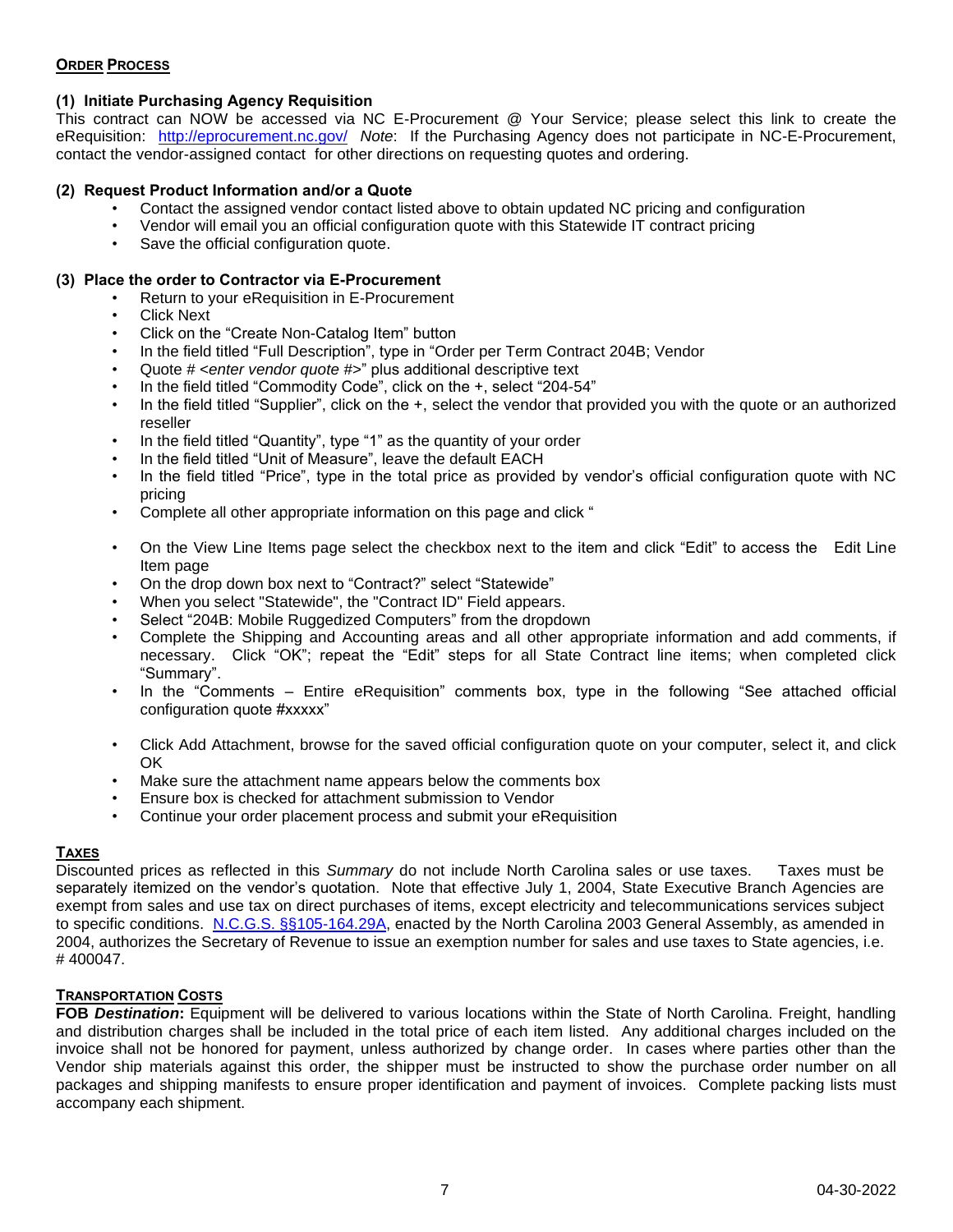## ORDER PROCESS

### (1) Initiate Purchasing Agency Requisition

This contract can NOW be accessed via NC E-Procurement @ Your Service; please select this link to create the eRequisition: http://eprocurement.nc.gov/ *Note*: If the Purchasing Agency does not participate in NC-E-Procurement, contact the vendor-assigned contact for other directions on requesting quotes and ordering.

### (2) Request Product Information and/or a Quote

- Contact the assigned vendor contact listed above to obtain updated NC pricing and configuration
- Vendor will email you an official configuration quote with this Statewide IT contract pricing
- Save the official configuration quote.

### (3) Place the order to Contractor via E-Procurement

- Return to your eRequisition in E-Procurement
- Click Next
- Click on the "Create Non-Catalog Item" button
- In the field titled "Full Description", type in "Order per Term Contract 204B; Vendor
- Quote # <*enter vendor quote #*>" plus additional descriptive text
- In the field titled "Commodity Code", click on the +, select "204-54"
- In the field titled "Supplier", click on the +, select the vendor that provided you with the quote or an authorized reseller
- In the field titled "Quantity", type "1" as the quantity of your order
- In the field titled "Unit of Measure", leave the default EACH
- In the field titled "Price", type in the total price as provided by vendor's official configuration quote with NC pricing
- Complete all other appropriate information on this page and click "
- On the View Line Items page select the checkbox next to the item and click "Edit" to access the Edit Line Item page
- On the drop down box next to "Contract?" select "Statewide"
- When you select "Statewide", the "Contract ID" Field appears.
- Select "204B: Mobile Ruggedized Computers" from the dropdown
- Complete the Shipping and Accounting areas and all other appropriate information and add comments, if necessary. Click "OK"; repeat the "Edit" steps for all State Contract line items; when completed click "Summary".
- In the "Comments – Entire eRequisition" comments box, type in the following "See attached official configuration quote #xxxxx"
- Click Add Attachment, browse for the saved official configuration quote on your computer, select it, and click OK
- Make sure the attachment name appears below the comments box
- Ensure box is checked for attachment submission to Vendor
- Continue your order placement process and submit your eRequisition

## TAXES

Discounted prices as reflected in this *Summary* do not include North Carolina sales or use taxes. Taxes must be separately itemized on the vendor's quotation. Note that effective July 1, 2004, State Executive Branch Agencies are exempt from sales and use tax on direct purchases of items, except electricity and telecommunications services subject to specific conditions. N.C.G.S. §§105-164.29A, enacted by the North Carolina 2003 General Assembly, as amended in 2004, authorizes the Secretary of Revenue to issue an exemption number for sales and use taxes to State agencies, i.e. # 400047.

## TRANSPORTATION COSTS

**FOB *Destination*:** Equipment will be delivered to various locations within the State of North Carolina. Freight, handling and distribution charges shall be included in the total price of each item listed. Any additional charges included on the invoice shall not be honored for payment, unless authorized by change order. In cases where parties other than the Vendor ship materials against this order, the shipper must be instructed to show the purchase order number on all packages and shipping manifests to ensure proper identification and payment of invoices. Complete packing lists must accompany each shipment.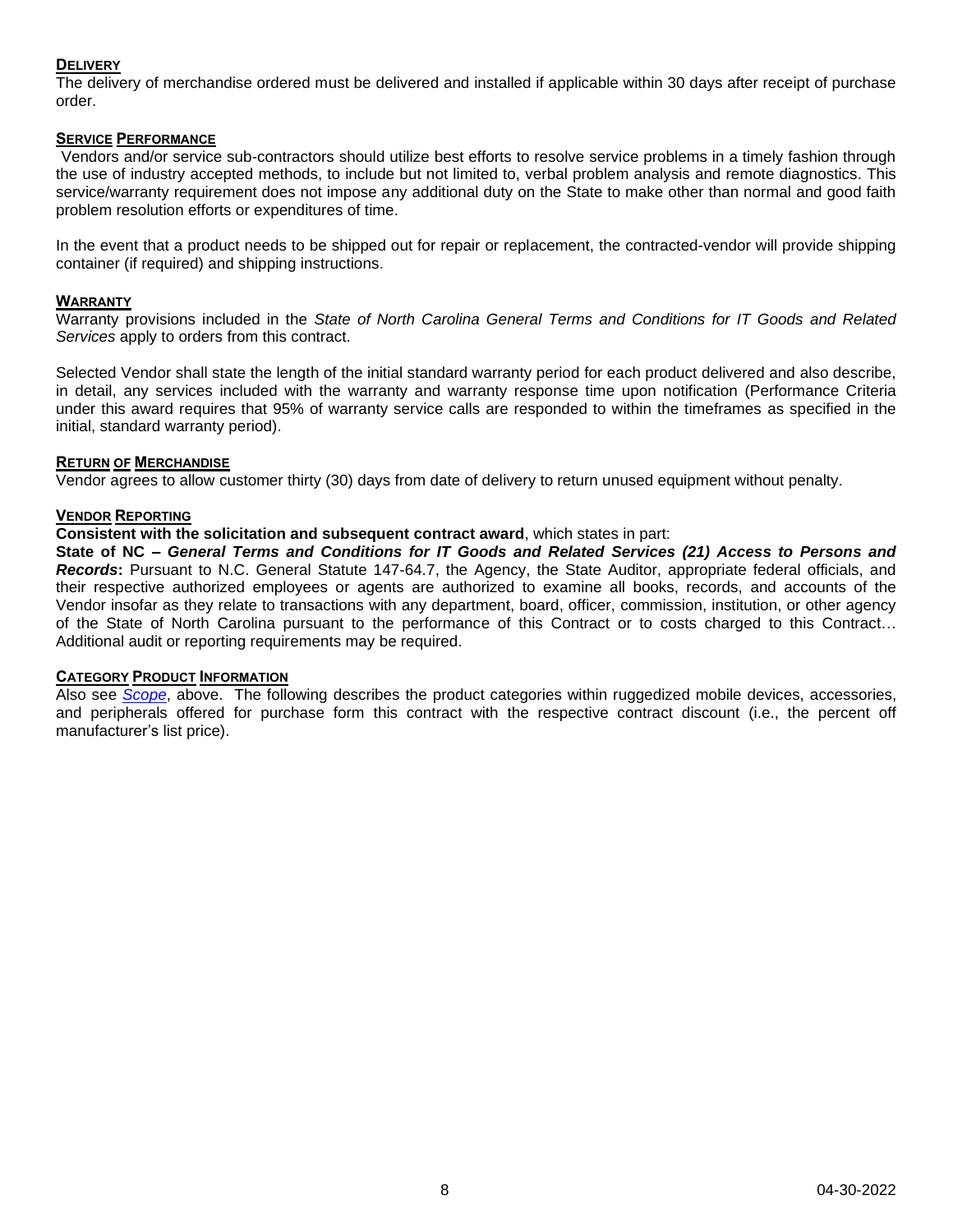### **DELIVERY**

The delivery of merchandise ordered must be delivered and installed if applicable within 30 days after receipt of purchase order.

### **SERVICE PERFORMANCE**

Vendors and/or service sub-contractors should utilize best efforts to resolve service problems in a timely fashion through the use of industry accepted methods, to include but not limited to, verbal problem analysis and remote diagnostics. This service/warranty requirement does not impose any additional duty on the State to make other than normal and good faith problem resolution efforts or expenditures of time.

In the event that a product needs to be shipped out for repair or replacement, the contracted-vendor will provide shipping container (if required) and shipping instructions.

### **WARRANTY**

Warranty provisions included in the *State of North Carolina General Terms and Conditions for IT Goods and Related Services* apply to orders from this contract.

Selected Vendor shall state the length of the initial standard warranty period for each product delivered and also describe, in detail, any services included with the warranty and warranty response time upon notification (Performance Criteria under this award requires that 95% of warranty service calls are responded to within the timeframes as specified in the initial, standard warranty period).

### **RETURN OF MERCHANDISE**

Vendor agrees to allow customer thirty (30) days from date of delivery to return unused equipment without penalty.

### **VENDOR REPORTING**

**Consistent with the solicitation and subsequent contract award**, which states in part:

**State of NC – *General Terms and Conditions for IT Goods and Related Services (21) Access to Persons and Records*:** Pursuant to N.C. General Statute 147-64.7, the Agency, the State Auditor, appropriate federal officials, and their respective authorized employees or agents are authorized to examine all books, records, and accounts of the Vendor insofar as they relate to transactions with any department, board, officer, commission, institution, or other agency of the State of North Carolina pursuant to the performance of this Contract or to costs charged to this Contract… Additional audit or reporting requirements may be required.

### **CATEGORY PRODUCT INFORMATION**

Also see *Scope*, above. The following describes the product categories within ruggedized mobile devices, accessories, and peripherals offered for purchase form this contract with the respective contract discount (i.e., the percent off manufacturer's list price).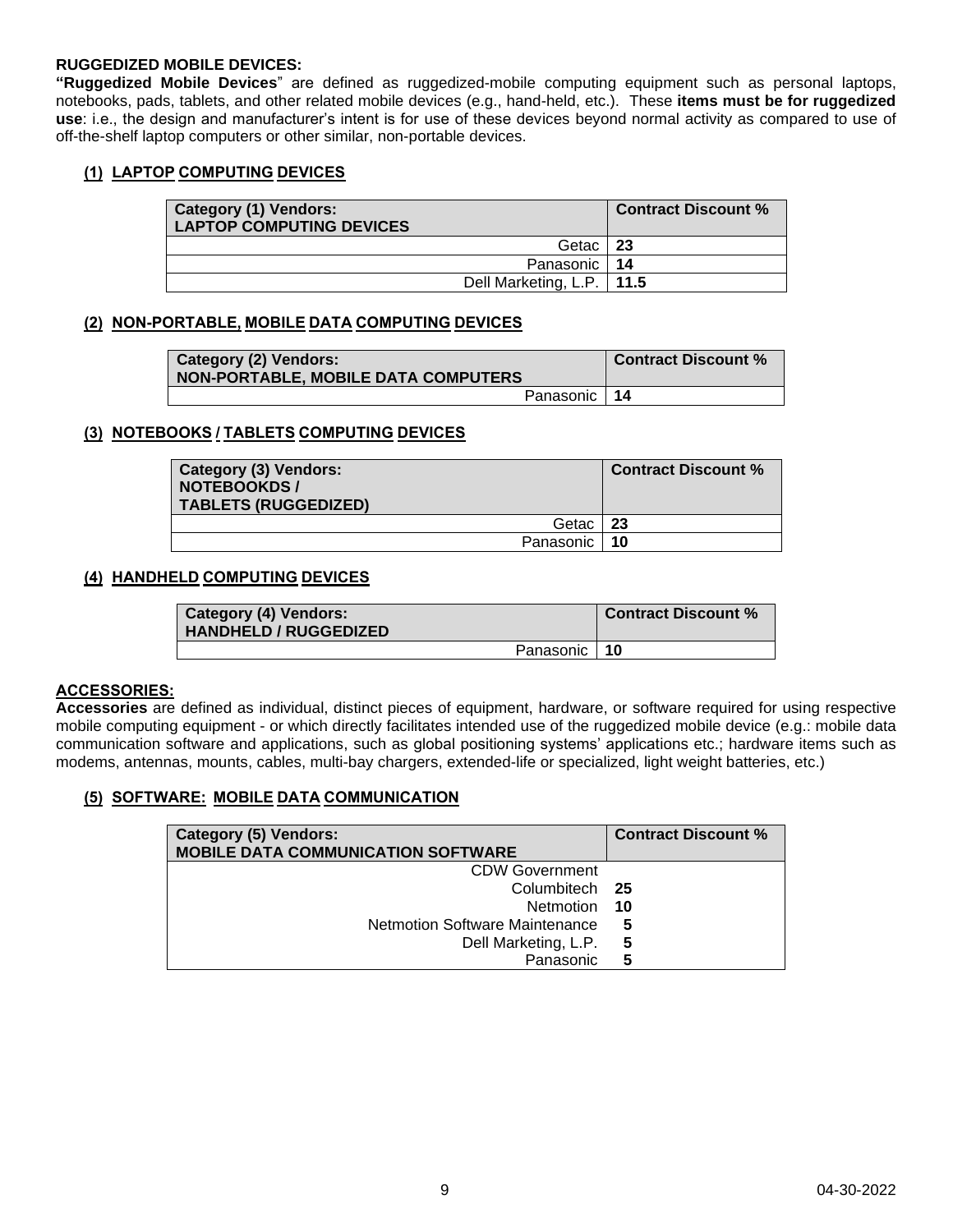### RUGGEDIZED MOBILE DEVICES:

**"Ruggedized Mobile Devices**" are defined as ruggedized-mobile computing equipment such as personal laptops, notebooks, pads, tablets, and other related mobile devices (e.g., hand-held, etc.). These **items must be for ruggedized use**: i.e., the design and manufacturer's intent is for use of these devices beyond normal activity as compared to use of off-the-shelf laptop computers or other similar, non-portable devices.

#### (1) LAPTOP COMPUTING DEVICES

| Category (1) Vendors: LAPTOP COMPUTING DEVICES | Contract Discount % |
|---|---|
| Getac | **23** |
| Panasonic | **14** |
| Dell Marketing, L.P. | **11.5** |

#### (2) NON-PORTABLE, MOBILE DATA COMPUTING DEVICES

| Category (2) Vendors: NON-PORTABLE, MOBILE DATA COMPUTERS | Contract Discount % |
|---|---|
| Panasonic | **14** |

#### (3) NOTEBOOKS / TABLETS COMPUTING DEVICES

| Category (3) Vendors: NOTEBOOKDS / TABLETS (RUGGEDIZED) | Contract Discount % |
|---|---|
| Getac | **23** |
| Panasonic | **10** |

#### (4) HANDHELD COMPUTING DEVICES

| Category (4) Vendors: HANDHELD / RUGGEDIZED | Contract Discount % |
|---|---|
| Panasonic | **10** |

### ACCESSORIES:

**Accessories** are defined as individual, distinct pieces of equipment, hardware, or software required for using respective mobile computing equipment - or which directly facilitates intended use of the ruggedized mobile device (e.g.: mobile data communication software and applications, such as global positioning systems' applications etc.; hardware items such as modems, antennas, mounts, cables, multi-bay chargers, extended-life or specialized, light weight batteries, etc.)

#### (5) SOFTWARE: MOBILE DATA COMMUNICATION

| Category (5) Vendors: MOBILE DATA COMMUNICATION SOFTWARE | Contract Discount % |
|---|---|
| CDW Government | |
| Columbitech | **25** |
| Netmotion | **10** |
| Netmotion Software Maintenance | **5** |
| Dell Marketing, L.P. | **5** |
| Panasonic | **5** |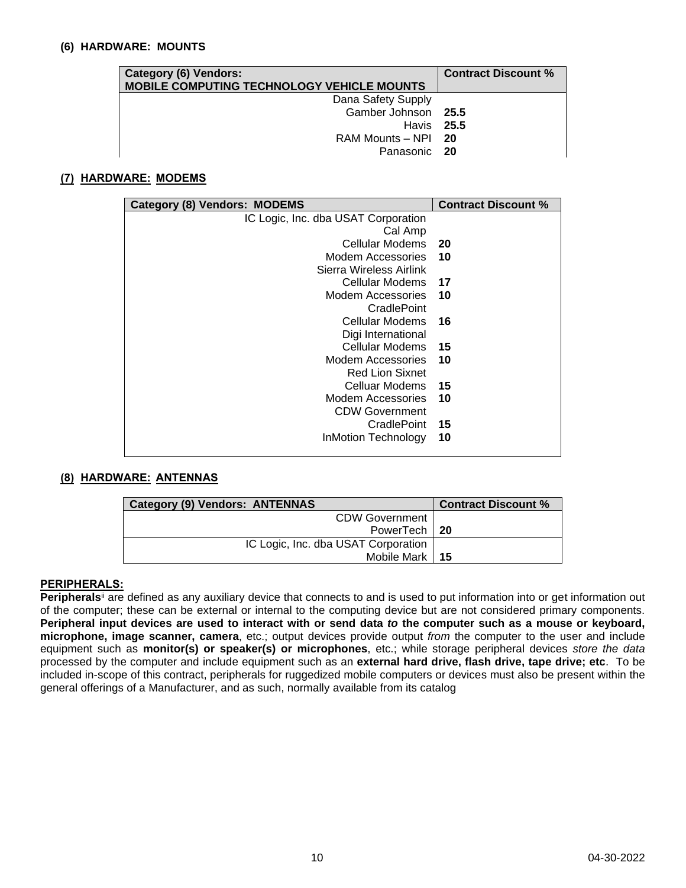### (6) HARDWARE: MOUNTS

| Category (6) Vendors: MOBILE COMPUTING TECHNOLOGY VEHICLE MOUNTS | Contract Discount % |
|---|---|
| Dana Safety Supply | |
| Gamber Johnson | **25.5** |
| Havis | **25.5** |
| RAM Mounts – NPI | **20** |
| Panasonic | **20** |

### (7) HARDWARE: MODEMS

| Category (8) Vendors: MODEMS | Contract Discount % |
|---|---|
| IC Logic, Inc. dba USAT Corporation | |
| Cal Amp | |
| Cellular Modems | **20** |
| Modem Accessories | **10** |
| Sierra Wireless Airlink | |
| Cellular Modems | **17** |
| Modem Accessories | **10** |
| CradlePoint | |
| Cellular Modems | **16** |
| Digi International | |
| Cellular Modems | **15** |
| Modem Accessories | **10** |
| Red Lion Sixnet | |
| Celluar Modems | **15** |
| Modem Accessories | **10** |
| CDW Government | |
| CradlePoint | **15** |
| InMotion Technology | **10** |

### (8) HARDWARE: ANTENNAS

| Category (9) Vendors: ANTENNAS | Contract Discount % |
|---|---|
| CDW Government<br>PowerTech | **20** |
| IC Logic, Inc. dba USAT Corporation<br>Mobile Mark | **15** |

**PERIPHERALS:**

**Peripherals**[ii] are defined as any auxiliary device that connects to and is used to put information into or get information out of the computer; these can be external or internal to the computing device but are not considered primary components. **Peripheral input devices are used to interact with or send data *to* the computer such as a mouse or keyboard, microphone, image scanner, camera**, etc.; output devices provide output *from* the computer to the user and include equipment such as **monitor(s) or speaker(s) or microphones**, etc.; while storage peripheral devices *store the data* processed by the computer and include equipment such as an **external hard drive, flash drive, tape drive; etc**. To be included in-scope of this contract, peripherals for ruggedized mobile computers or devices must also be present within the general offerings of a Manufacturer, and as such, normally available from its catalog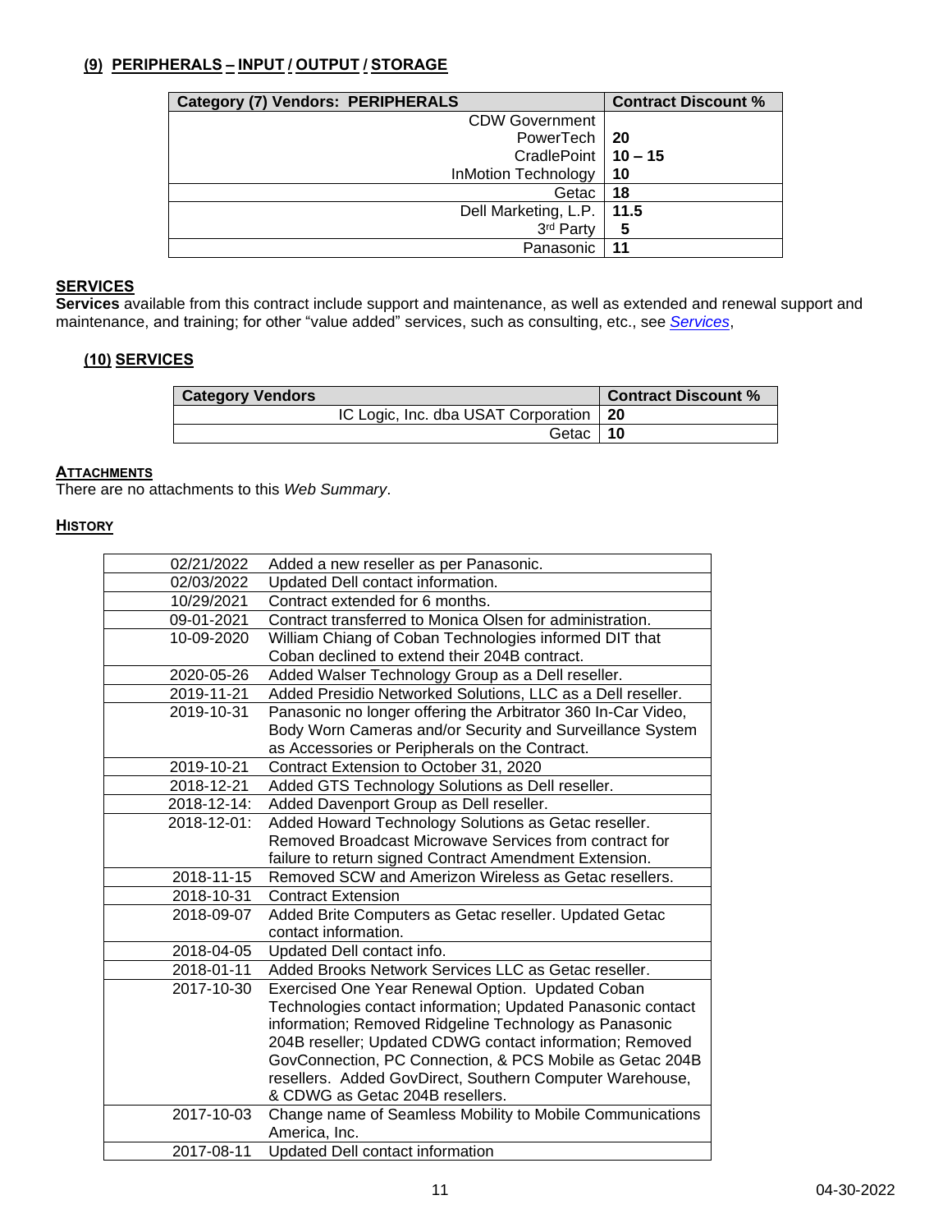## (9) PERIPHERALS – INPUT / OUTPUT / STORAGE

| Category (7) Vendors: PERIPHERALS | Contract Discount % |
|---|---|
| CDW Government | |
| PowerTech | **20** |
| CradlePoint | **10 – 15** |
| InMotion Technology | **10** |
| Getac | **18** |
| Dell Marketing, L.P. | **11.5** |
| 3rd Party | **5** |
| Panasonic | **11** |

## SERVICES

**Services** available from this contract include support and maintenance, as well as extended and renewal support and maintenance, and training; for other "value added" services, such as consulting, etc., see *Services*,

## (10) SERVICES

| Category Vendors | Contract Discount % |
|---|---|
| IC Logic, Inc. dba USAT Corporation | **20** |
| Getac | **10** |

## ATTACHMENTS

There are no attachments to this *Web Summary*.

## HISTORY

| | |
|---|---|
| 02/21/2022 | Added a new reseller as per Panasonic. |
| 02/03/2022 | Updated Dell contact information. |
| 10/29/2021 | Contract extended for 6 months. |
| 09-01-2021 | Contract transferred to Monica Olsen for administration. |
| 10-09-2020 | William Chiang of Coban Technologies informed DIT that Coban declined to extend their 204B contract. |
| 2020-05-26 | Added Walser Technology Group as a Dell reseller. |
| 2019-11-21 | Added Presidio Networked Solutions, LLC as a Dell reseller. |
| 2019-10-31 | Panasonic no longer offering the Arbitrator 360 In-Car Video, Body Worn Cameras and/or Security and Surveillance System as Accessories or Peripherals on the Contract. |
| 2019-10-21 | Contract Extension to October 31, 2020 |
| 2018-12-21 | Added GTS Technology Solutions as Dell reseller. |
| 2018-12-14: | Added Davenport Group as Dell reseller. |
| 2018-12-01: | Added Howard Technology Solutions as Getac reseller. Removed Broadcast Microwave Services from contract for failure to return signed Contract Amendment Extension. |
| 2018-11-15 | Removed SCW and Amerizon Wireless as Getac resellers. |
| 2018-10-31 | Contract Extension |
| 2018-09-07 | Added Brite Computers as Getac reseller. Updated Getac contact information. |
| 2018-04-05 | Updated Dell contact info. |
| 2018-01-11 | Added Brooks Network Services LLC as Getac reseller. |
| 2017-10-30 | Exercised One Year Renewal Option. Updated Coban Technologies contact information; Updated Panasonic contact information; Removed Ridgeline Technology as Panasonic 204B reseller; Updated CDWG contact information; Removed GovConnection, PC Connection, & PCS Mobile as Getac 204B resellers. Added GovDirect, Southern Computer Warehouse, & CDWG as Getac 204B resellers. |
| 2017-10-03 | Change name of Seamless Mobility to Mobile Communications America, Inc. |
| 2017-08-11 | Updated Dell contact information |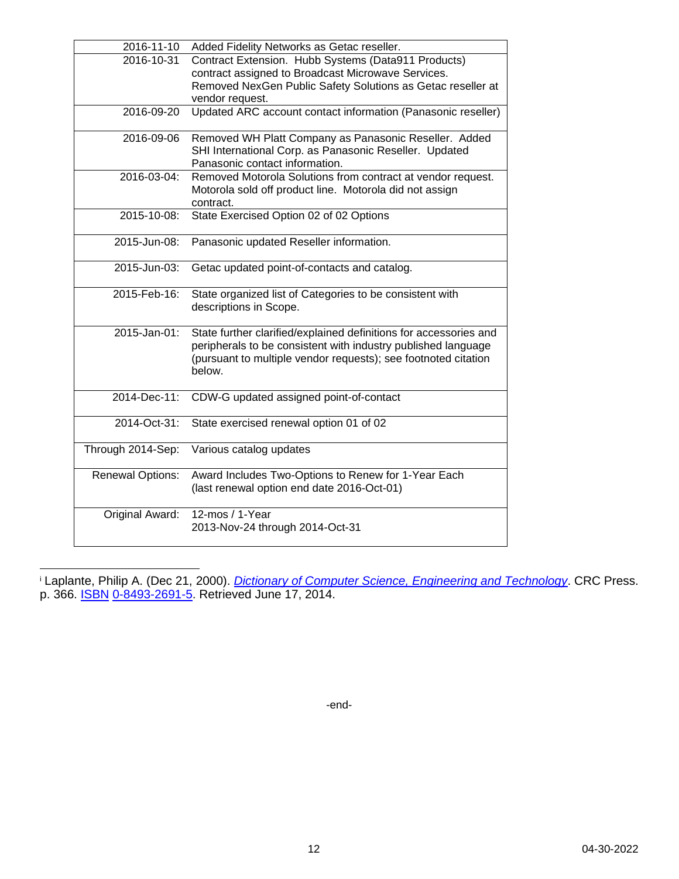| | |
|---|---|
| 2016-11-10 | Added Fidelity Networks as Getac reseller. |
| 2016-10-31 | Contract Extension. Hubb Systems (Data911 Products) contract assigned to Broadcast Microwave Services. Removed NexGen Public Safety Solutions as Getac reseller at vendor request. |
| 2016-09-20 | Updated ARC account contact information (Panasonic reseller) |
| 2016-09-06 | Removed WH Platt Company as Panasonic Reseller. Added SHI International Corp. as Panasonic Reseller. Updated Panasonic contact information. |
| 2016-03-04: | Removed Motorola Solutions from contract at vendor request. Motorola sold off product line. Motorola did not assign contract. |
| 2015-10-08: | State Exercised Option 02 of 02 Options |
| 2015-Jun-08: | Panasonic updated Reseller information. |
| 2015-Jun-03: | Getac updated point-of-contacts and catalog. |
| 2015-Feb-16: | State organized list of Categories to be consistent with descriptions in Scope. |
| 2015-Jan-01: | State further clarified/explained definitions for accessories and peripherals to be consistent with industry published language (pursuant to multiple vendor requests); see footnoted citation below. |
| 2014-Dec-11: | CDW-G updated assigned point-of-contact |
| 2014-Oct-31: | State exercised renewal option 01 of 02 |
| Through 2014-Sep: | Various catalog updates |
| Renewal Options: | Award Includes Two-Options to Renew for 1-Year Each (last renewal option end date 2016-Oct-01) |
| Original Award: | 12-mos / 1-Year<br>2013-Nov-24 through 2014-Oct-31 |

[i] Laplante, Philip A. (Dec 21, 2000). *Dictionary of Computer Science, Engineering and Technology*. CRC Press. p. 366. ISBN 0-8493-2691-5. Retrieved June 17, 2014.

-end-

04-30-2022